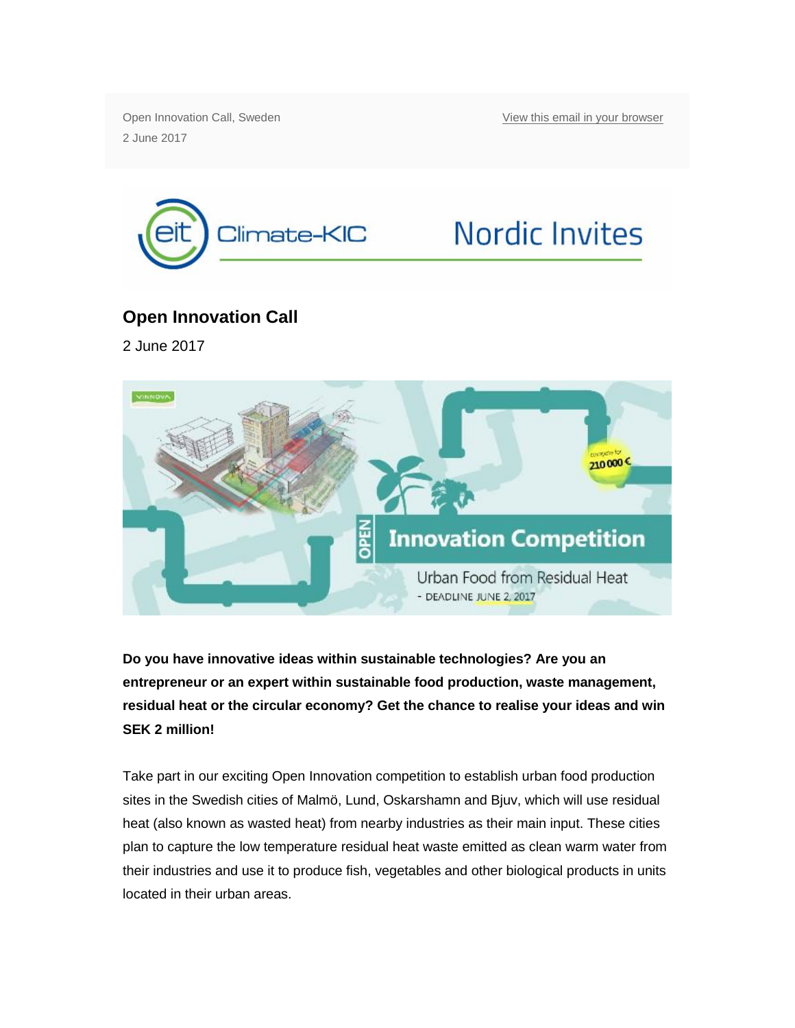Open Innovation Call, Sweden

2 June 2017

View this email in your browser

## Open Innovation Call

2 June 2017

**Do you have innovative ideas within sustainable technologies? Are you an entrepreneur or an expert within sustainable food production, waste management, residual heat or the circular economy? Get the chance to realise your ideas and win SEK 2 million!**

Take part in our exciting Open Innovation competition to establish urban food production sites in the Swedish cities of Malmö, Lund, Oskarshamn and Bjuv, which will use residual heat (also known as wasted heat) from nearby industries as their main input. These cities plan to capture the low temperature residual heat waste emitted as clean warm water from their industries and use it to produce fish, vegetables and other biological products in units located in their urban areas.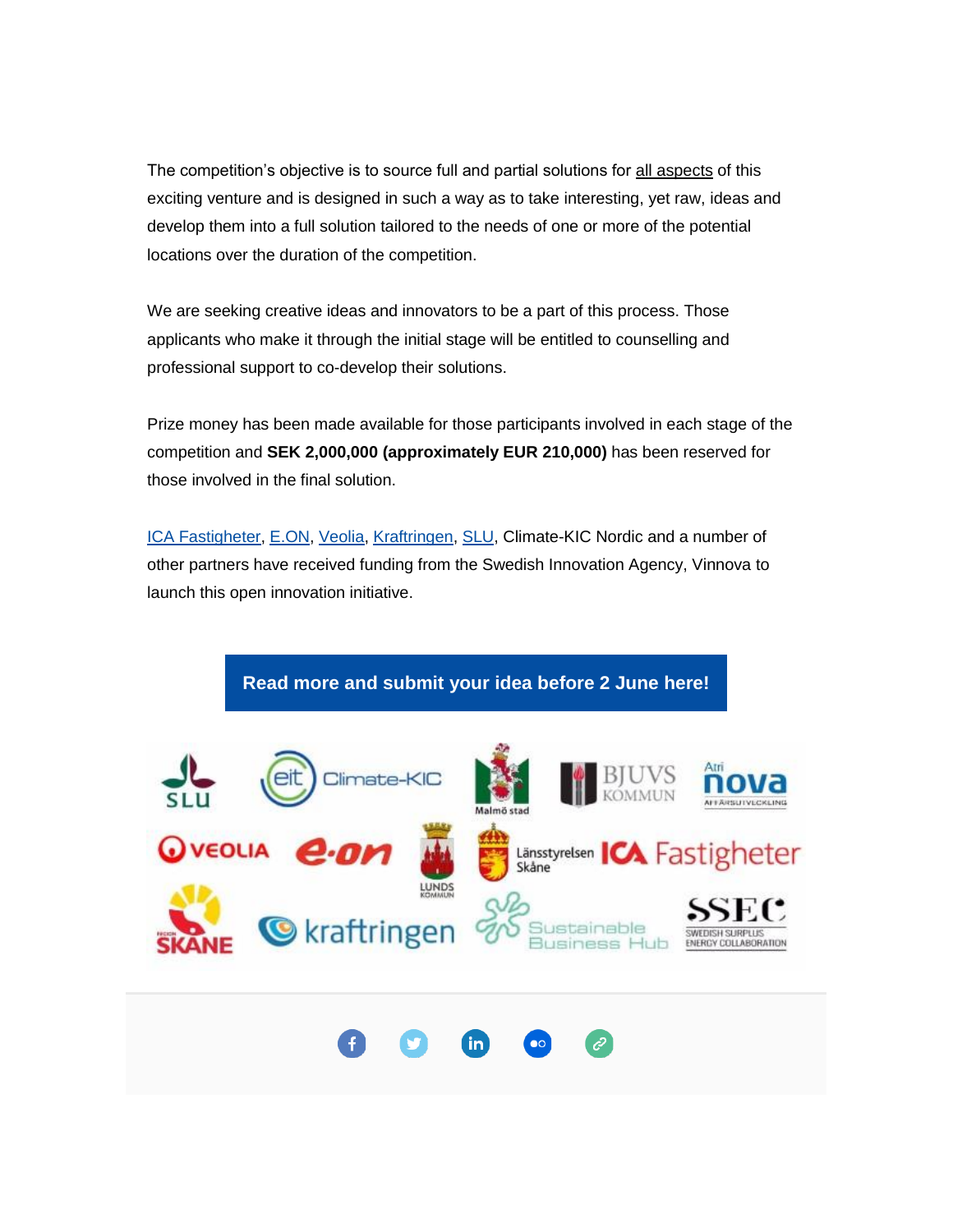The competition's objective is to source full and partial solutions for all aspects of this exciting venture and is designed in such a way as to take interesting, yet raw, ideas and develop them into a full solution tailored to the needs of one or more of the potential locations over the duration of the competition.

We are seeking creative ideas and innovators to be a part of this process. Those applicants who make it through the initial stage will be entitled to counselling and professional support to co-develop their solutions.

Prize money has been made available for those participants involved in each stage of the competition and **SEK 2,000,000 (approximately EUR 210,000)** has been reserved for those involved in the final solution.

ICA Fastigheter, E.ON, Veolia, Kraftringen, SLU, Climate-KIC Nordic and a number of other partners have received funding from the Swedish Innovation Agency, Vinnova to launch this open innovation initiative.

**Read more and submit your idea before 2 June here!**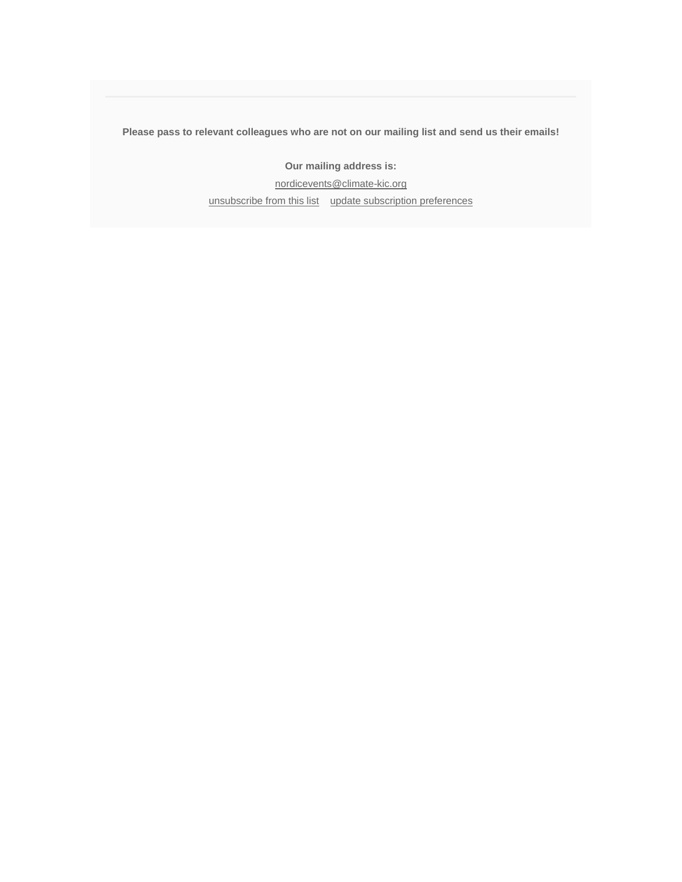---

**Please pass to relevant colleagues who are not on our mailing list and send us their emails!**

**Our mailing address is:**
nordicevents@climate-kic.org
unsubscribe from this list    update subscription preferences